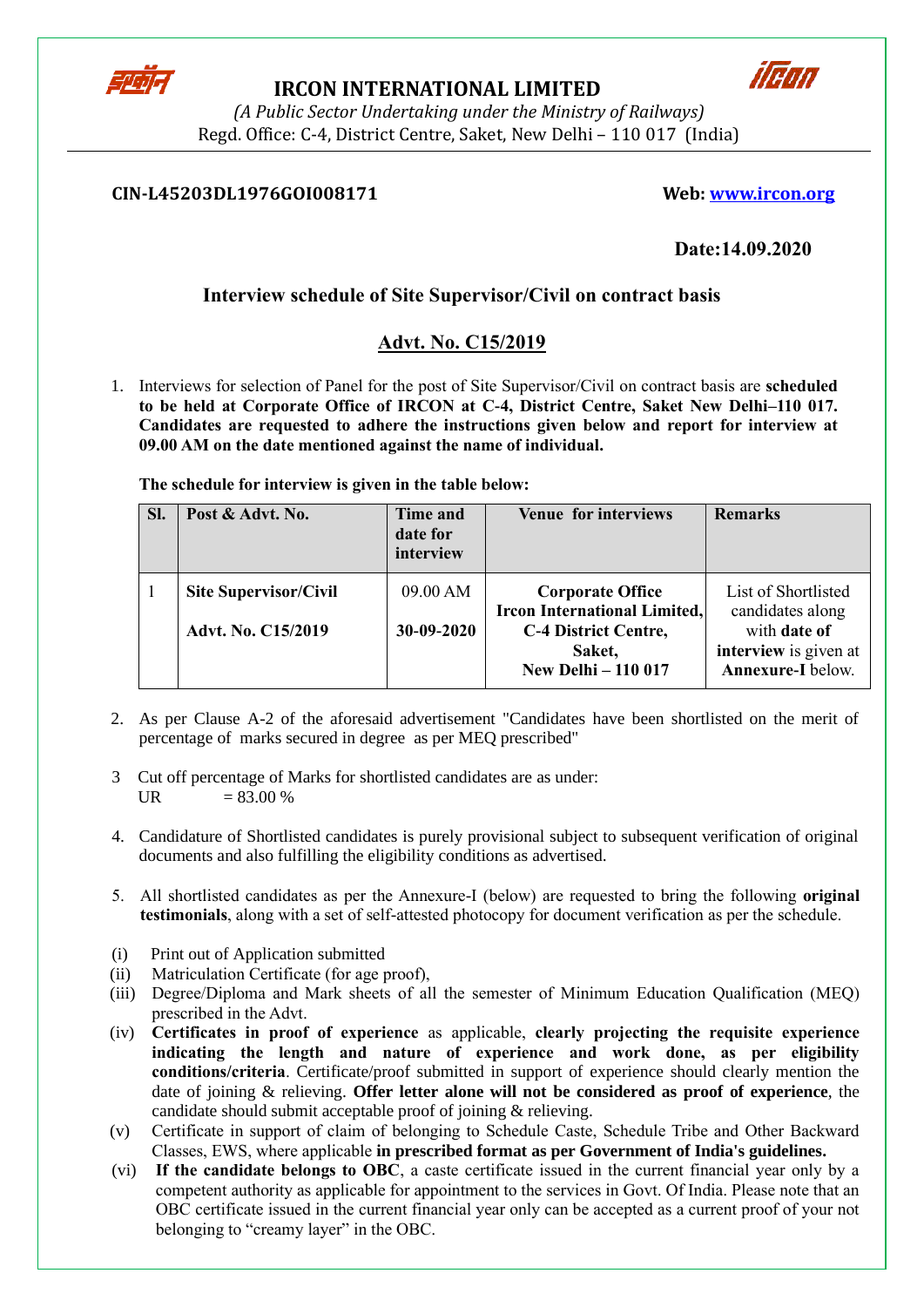# IRCON INTERNATIONAL LIMITED

*(A Public Sector Undertaking under the Ministry of Railways)*

Regd. Office: C-4, District Centre, Saket, New Delhi – 110 017 (India)

**CIN-L45203DL1976GOI008171** **Web: www.ircon.org**

**Date:14.09.2020**

## Interview schedule of Site Supervisor/Civil on contract basis

## Advt. No. C15/2019

1. Interviews for selection of Panel for the post of Site Supervisor/Civil on contract basis are **scheduled to be held at Corporate Office of IRCON at C-4, District Centre, Saket New Delhi–110 017. Candidates are requested to adhere the instructions given below and report for interview at 09.00 AM on the date mentioned against the name of individual.**

**The schedule for interview is given in the table below:**

| Sl. | Post & Advt. No. | Time and date for interview | Venue for interviews | Remarks |
|---|---|---|---|---|
| 1 | **Site Supervisor/Civil**<br>**Advt. No. C15/2019** | 09.00 AM<br>**30-09-2020** | **Corporate Office Ircon International Limited, C-4 District Centre, Saket, New Delhi – 110 017** | List of Shortlisted candidates along with **date of interview** is given at **Annexure-I** below. |

2. As per Clause A-2 of the aforesaid advertisement "Candidates have been shortlisted on the merit of percentage of marks secured in degree as per MEQ prescribed"

3. Cut off percentage of Marks for shortlisted candidates are as under:
   UR = 83.00 %

4. Candidature of Shortlisted candidates is purely provisional subject to subsequent verification of original documents and also fulfilling the eligibility conditions as advertised.

5. All shortlisted candidates as per the Annexure-I (below) are requested to bring the following **original testimonials**, along with a set of self-attested photocopy for document verification as per the schedule.

(i) Print out of Application submitted

(ii) Matriculation Certificate (for age proof),

(iii) Degree/Diploma and Mark sheets of all the semester of Minimum Education Qualification (MEQ) prescribed in the Advt.

(iv) **Certificates in proof of experience** as applicable, **clearly projecting the requisite experience indicating the length and nature of experience and work done, as per eligibility conditions/criteria**. Certificate/proof submitted in support of experience should clearly mention the date of joining & relieving. **Offer letter alone will not be considered as proof of experience**, the candidate should submit acceptable proof of joining & relieving.

(v) Certificate in support of claim of belonging to Schedule Caste, Schedule Tribe and Other Backward Classes, EWS, where applicable **in prescribed format as per Government of India's guidelines.**

(vi) **If the candidate belongs to OBC**, a caste certificate issued in the current financial year only by a competent authority as applicable for appointment to the services in Govt. Of India. Please note that an OBC certificate issued in the current financial year only can be accepted as a current proof of your not belonging to "creamy layer" in the OBC.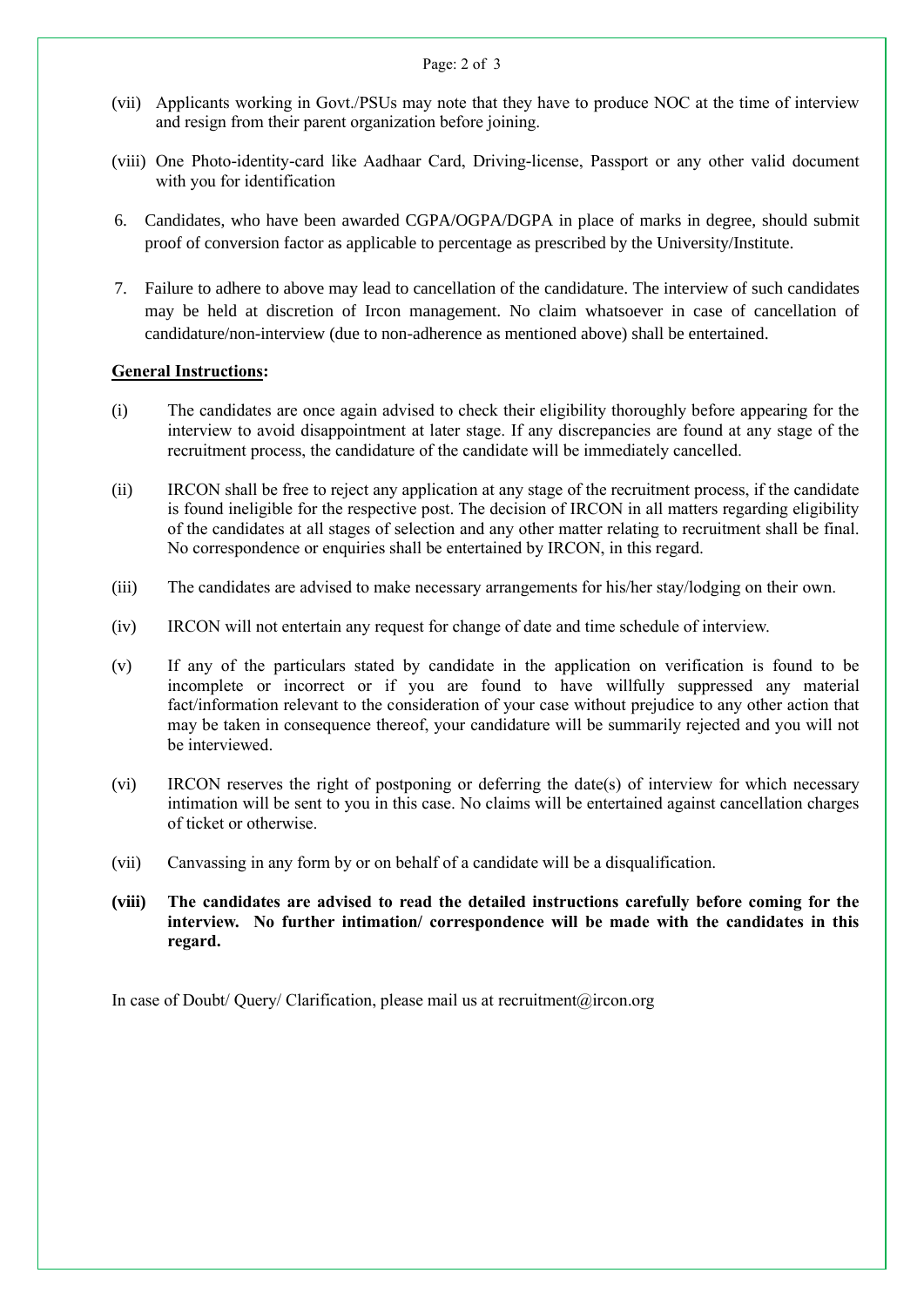(vii) Applicants working in Govt./PSUs may note that they have to produce NOC at the time of interview and resign from their parent organization before joining.

(viii) One Photo-identity-card like Aadhaar Card, Driving-license, Passport or any other valid document with you for identification

6. Candidates, who have been awarded CGPA/OGPA/DGPA in place of marks in degree, should submit proof of conversion factor as applicable to percentage as prescribed by the University/Institute.

7. Failure to adhere to above may lead to cancellation of the candidature. The interview of such candidates may be held at discretion of Ircon management. No claim whatsoever in case of cancellation of candidature/non-interview (due to non-adherence as mentioned above) shall be entertained.

**General Instructions:**

(i) The candidates are once again advised to check their eligibility thoroughly before appearing for the interview to avoid disappointment at later stage. If any discrepancies are found at any stage of the recruitment process, the candidature of the candidate will be immediately cancelled.

(ii) IRCON shall be free to reject any application at any stage of the recruitment process, if the candidate is found ineligible for the respective post. The decision of IRCON in all matters regarding eligibility of the candidates at all stages of selection and any other matter relating to recruitment shall be final. No correspondence or enquiries shall be entertained by IRCON, in this regard.

(iii) The candidates are advised to make necessary arrangements for his/her stay/lodging on their own.

(iv) IRCON will not entertain any request for change of date and time schedule of interview.

(v) If any of the particulars stated by candidate in the application on verification is found to be incomplete or incorrect or if you are found to have willfully suppressed any material fact/information relevant to the consideration of your case without prejudice to any other action that may be taken in consequence thereof, your candidature will be summarily rejected and you will not be interviewed.

(vi) IRCON reserves the right of postponing or deferring the date(s) of interview for which necessary intimation will be sent to you in this case. No claims will be entertained against cancellation charges of ticket or otherwise.

(vii) Canvassing in any form by or on behalf of a candidate will be a disqualification.

**(viii) The candidates are advised to read the detailed instructions carefully before coming for the interview. No further intimation/ correspondence will be made with the candidates in this regard.**

In case of Doubt/ Query/ Clarification, please mail us at recruitment@ircon.org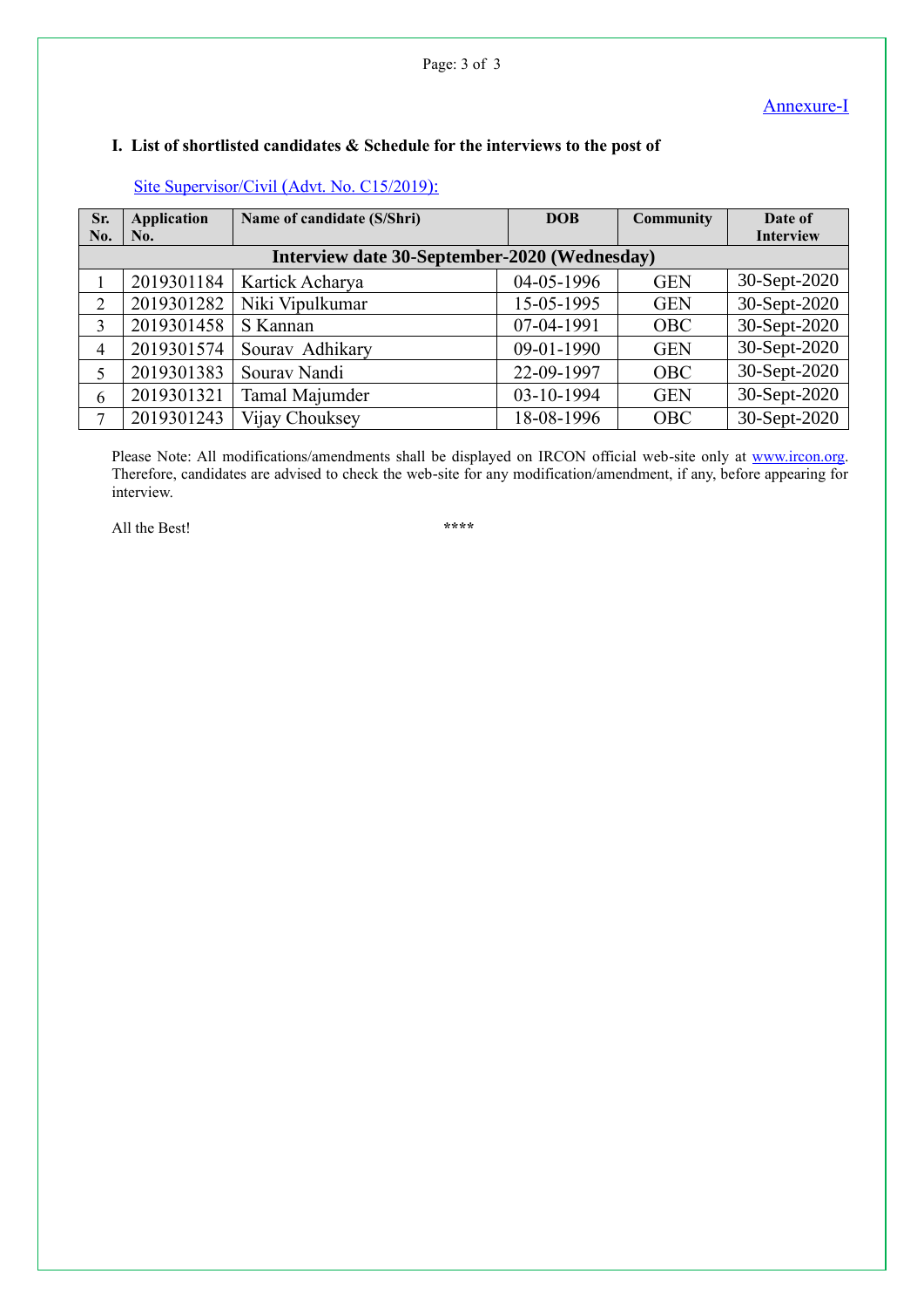Annexure-I

**I. List of shortlisted candidates & Schedule for the interviews to the post of**

Site Supervisor/Civil (Advt. No. C15/2019):

| Sr. No. | Application No. | Name of candidate (S/Shri) | DOB | Community | Date of Interview |
|---|---|---|---|---|---|
| **Interview date 30-September-2020 (Wednesday)** | | | | | |
| 1 | 2019301184 | Kartick Acharya | 04-05-1996 | GEN | 30-Sept-2020 |
| 2 | 2019301282 | Niki Vipulkumar | 15-05-1995 | GEN | 30-Sept-2020 |
| 3 | 2019301458 | S Kannan | 07-04-1991 | OBC | 30-Sept-2020 |
| 4 | 2019301574 | Sourav Adhikary | 09-01-1990 | GEN | 30-Sept-2020 |
| 5 | 2019301383 | Sourav Nandi | 22-09-1997 | OBC | 30-Sept-2020 |
| 6 | 2019301321 | Tamal Majumder | 03-10-1994 | GEN | 30-Sept-2020 |
| 7 | 2019301243 | Vijay Chouksey | 18-08-1996 | OBC | 30-Sept-2020 |

Please Note: All modifications/amendments shall be displayed on IRCON official web-site only at www.ircon.org. Therefore, candidates are advised to check the web-site for any modification/amendment, if any, before appearing for interview.

All the Best!

****